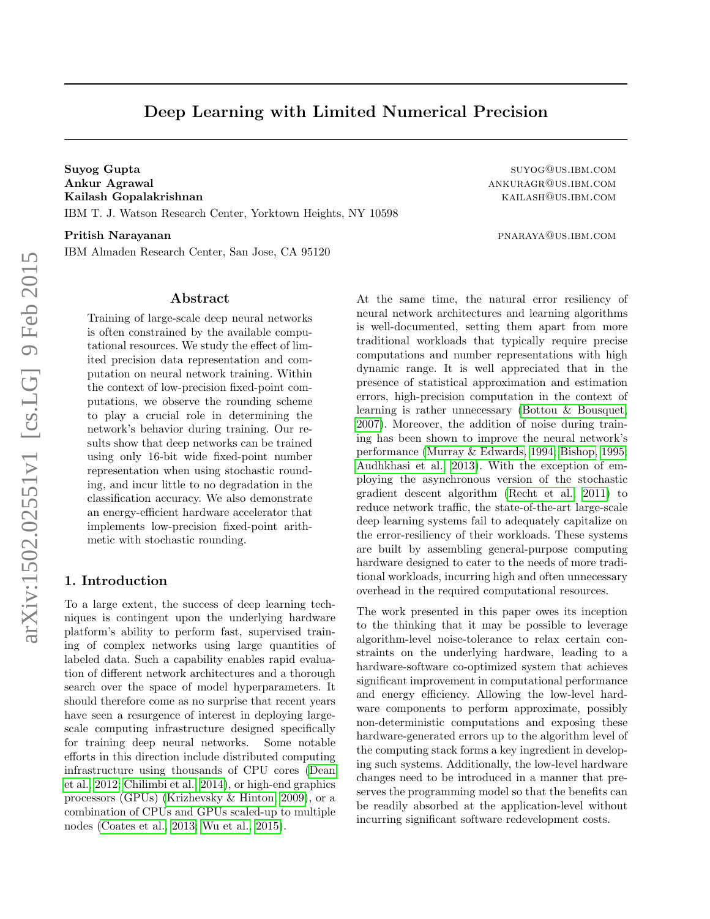# Deep Learning with Limited Numerical Precision

**Suyog Gupta** SUYOG@US.IBM.COM
**Ankur Agrawal** ANKURAGR@US.IBM.COM
**Kailash Gopalakrishnan** KAILASH@US.IBM.COM
IBM T. J. Watson Research Center, Yorktown Heights, NY 10598

**Pritish Narayanan** PNARAYA@US.IBM.COM
IBM Almaden Research Center, San Jose, CA 95120

## Abstract

Training of large-scale deep neural networks is often constrained by the available computational resources. We study the effect of limited precision data representation and computation on neural network training. Within the context of low-precision fixed-point computations, we observe the rounding scheme to play a crucial role in determining the network's behavior during training. Our results show that deep networks can be trained using only 16-bit wide fixed-point number representation when using stochastic rounding, and incur little to no degradation in the classification accuracy. We also demonstrate an energy-efficient hardware accelerator that implements low-precision fixed-point arithmetic with stochastic rounding.

## 1. Introduction

To a large extent, the success of deep learning techniques is contingent upon the underlying hardware platform's ability to perform fast, supervised training of complex networks using large quantities of labeled data. Such a capability enables rapid evaluation of different network architectures and a thorough search over the space of model hyperparameters. It should therefore come as no surprise that recent years have seen a resurgence of interest in deploying large-scale computing infrastructure designed specifically for training deep neural networks. Some notable efforts in this direction include distributed computing infrastructure using thousands of CPU cores (Dean et al., 2012; Chilimbi et al., 2014), or high-end graphics processors (GPUs) (Krizhevsky & Hinton, 2009), or a combination of CPUs and GPUs scaled-up to multiple nodes (Coates et al., 2013; Wu et al., 2015).

At the same time, the natural error resiliency of neural network architectures and learning algorithms is well-documented, setting them apart from more traditional workloads that typically require precise computations and number representations with high dynamic range. It is well appreciated that in the presence of statistical approximation and estimation errors, high-precision computation in the context of learning is rather unnecessary (Bottou & Bousquet, 2007). Moreover, the addition of noise during training has been shown to improve the neural network's performance (Murray & Edwards, 1994; Bishop, 1995; Audhkhasi et al., 2013). With the exception of employing the asynchronous version of the stochastic gradient descent algorithm (Recht et al., 2011) to reduce network traffic, the state-of-the-art large-scale deep learning systems fail to adequately capitalize on the error-resiliency of their workloads. These systems are built by assembling general-purpose computing hardware designed to cater to the needs of more traditional workloads, incurring high and often unnecessary overhead in the required computational resources.

The work presented in this paper owes its inception to the thinking that it may be possible to leverage algorithm-level noise-tolerance to relax certain constraints on the underlying hardware, leading to a hardware-software co-optimized system that achieves significant improvement in computational performance and energy efficiency. Allowing the low-level hardware components to perform approximate, possibly non-deterministic computations and exposing these hardware-generated errors up to the algorithm level of the computing stack forms a key ingredient in developing such systems. Additionally, the low-level hardware changes need to be introduced in a manner that preserves the programming model so that the benefits can be readily absorbed at the application-level without incurring significant software redevelopment costs.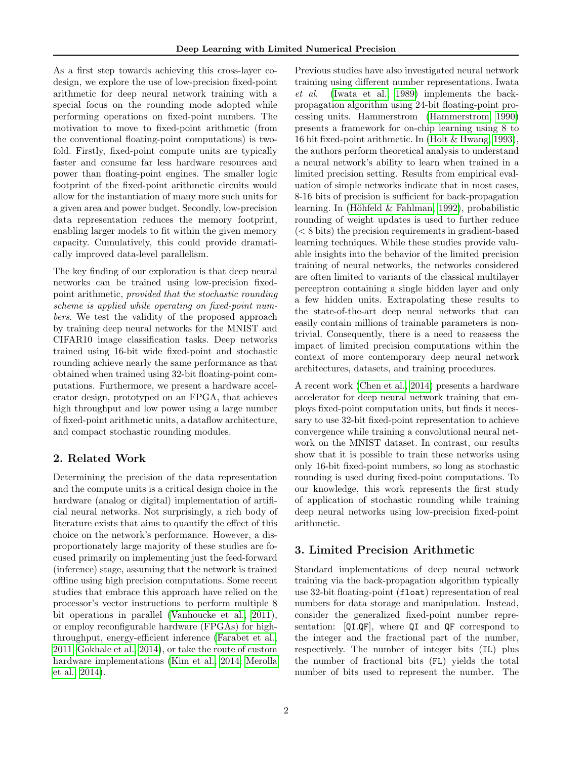As a first step towards achieving this cross-layer co-design, we explore the use of low-precision fixed-point arithmetic for deep neural network training with a special focus on the rounding mode adopted while performing operations on fixed-point numbers. The motivation to move to fixed-point arithmetic (from the conventional floating-point computations) is two-fold. Firstly, fixed-point compute units are typically faster and consume far less hardware resources and power than floating-point engines. The smaller logic footprint of the fixed-point arithmetic circuits would allow for the instantiation of many more such units for a given area and power budget. Secondly, low-precision data representation reduces the memory footprint, enabling larger models to fit within the given memory capacity. Cumulatively, this could provide dramatically improved data-level parallelism.

The key finding of our exploration is that deep neural networks can be trained using low-precision fixed-point arithmetic, *provided that the stochastic rounding scheme is applied while operating on fixed-point numbers*. We test the validity of the proposed approach by training deep neural networks for the MNIST and CIFAR10 image classification tasks. Deep networks trained using 16-bit wide fixed-point and stochastic rounding achieve nearly the same performance as that obtained when trained using 32-bit floating-point computations. Furthermore, we present a hardware accelerator design, prototyped on an FPGA, that achieves high throughput and low power using a large number of fixed-point arithmetic units, a dataflow architecture, and compact stochastic rounding modules.

## 2. Related Work

Determining the precision of the data representation and the compute units is a critical design choice in the hardware (analog or digital) implementation of artificial neural networks. Not surprisingly, a rich body of literature exists that aims to quantify the effect of this choice on the network's performance. However, a disproportionately large majority of these studies are focused primarily on implementing just the feed-forward (inference) stage, assuming that the network is trained offline using high precision computations. Some recent studies that embrace this approach have relied on the processor's vector instructions to perform multiple 8 bit operations in parallel (Vanhoucke et al., 2011), or employ reconfigurable hardware (FPGAs) for high-throughput, energy-efficient inference (Farabet et al., 2011; Gokhale et al., 2014), or take the route of custom hardware implementations (Kim et al., 2014; Merolla et al., 2014).

Previous studies have also investigated neural network training using different number representations. Iwata *et al.* (Iwata et al., 1989) implements the back-propagation algorithm using 24-bit floating-point processing units. Hammerstrom (Hammerstrom, 1990) presents a framework for on-chip learning using 8 to 16 bit fixed-point arithmetic. In (Holt & Hwang, 1993), the authors perform theoretical analysis to understand a neural network's ability to learn when trained in a limited precision setting. Results from empirical evaluation of simple networks indicate that in most cases, 8-16 bits of precision is sufficient for back-propagation learning. In (Höhfeld & Fahlman, 1992), probabilistic rounding of weight updates is used to further reduce ($< 8$ bits) the precision requirements in gradient-based learning techniques. While these studies provide valuable insights into the behavior of the limited precision training of neural networks, the networks considered are often limited to variants of the classical multilayer perceptron containing a single hidden layer and only a few hidden units. Extrapolating these results to the state-of-the-art deep neural networks that can easily contain millions of trainable parameters is non-trivial. Consequently, there is a need to reassess the impact of limited precision computations within the context of more contemporary deep neural network architectures, datasets, and training procedures.

A recent work (Chen et al., 2014) presents a hardware accelerator for deep neural network training that employs fixed-point computation units, but finds it necessary to use 32-bit fixed-point representation to achieve convergence while training a convolutional neural network on the MNIST dataset. In contrast, our results show that it is possible to train these networks using only 16-bit fixed-point numbers, so long as stochastic rounding is used during fixed-point computations. To our knowledge, this work represents the first study of application of stochastic rounding while training deep neural networks using low-precision fixed-point arithmetic.

## 3. Limited Precision Arithmetic

Standard implementations of deep neural network training via the back-propagation algorithm typically use 32-bit floating-point (`float`) representation of real numbers for data storage and manipulation. Instead, consider the generalized fixed-point number representation: [`QI.QF`], where `QI` and `QF` correspond to the integer and the fractional part of the number, respectively. The number of integer bits (`IL`) plus the number of fractional bits (`FL`) yields the total number of bits used to represent the number. The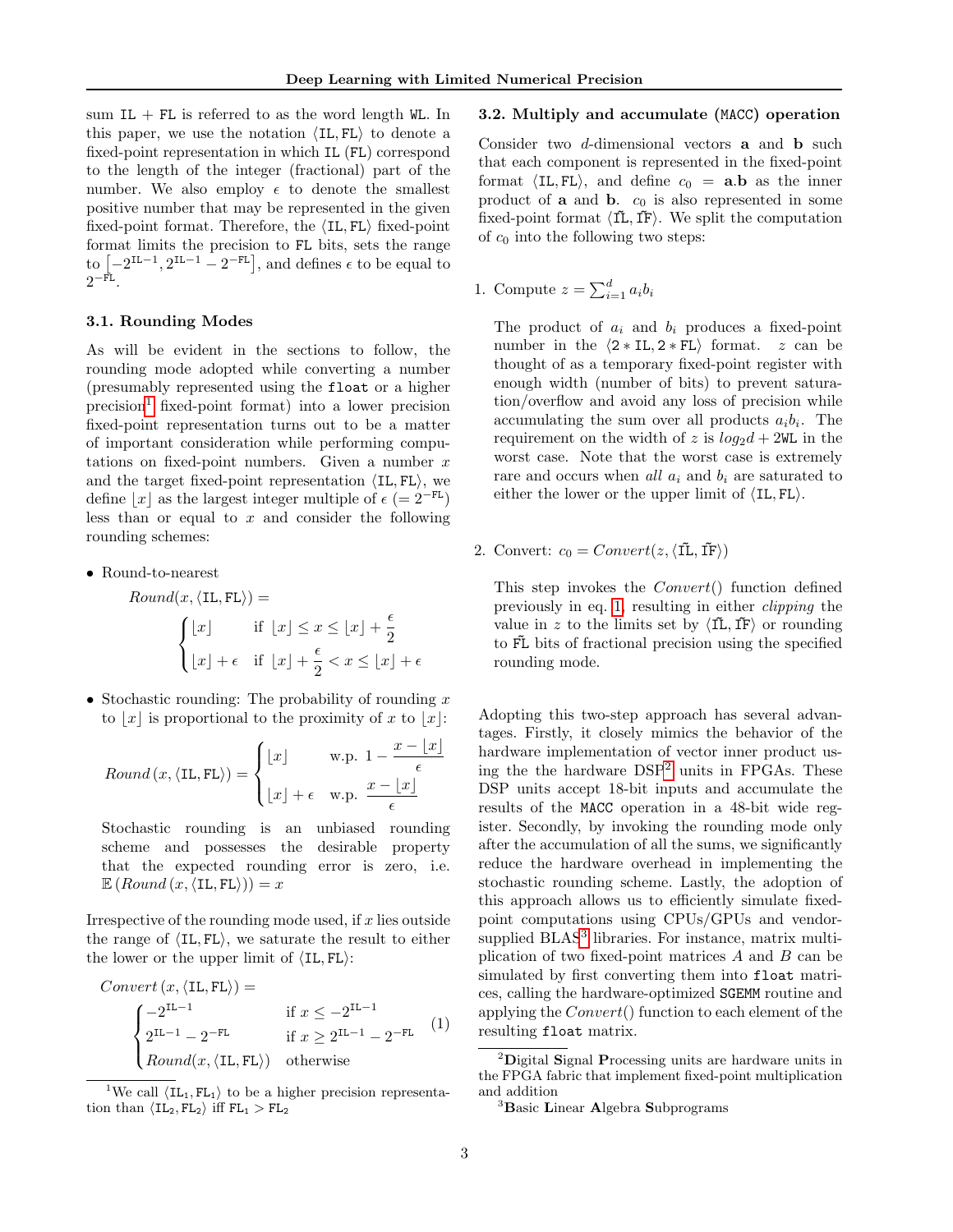sum IL + FL is referred to as the word length WL. In this paper, we use the notation $\langle \texttt{IL}, \texttt{FL} \rangle$ to denote a fixed-point representation in which IL (FL) correspond to the length of the integer (fractional) part of the number. We also employ $\epsilon$ to denote the smallest positive number that may be represented in the given fixed-point format. Therefore, the $\langle \texttt{IL}, \texttt{FL} \rangle$ fixed-point format limits the precision to FL bits, sets the range to $\left[-2^{\texttt{IL}-1}, 2^{\texttt{IL}-1} - 2^{-\texttt{FL}}\right]$, and defines $\epsilon$ to be equal to $2^{-\texttt{FL}}$.

### 3.1. Rounding Modes

As will be evident in the sections to follow, the rounding mode adopted while converting a number (presumably represented using the `float` or a higher precision[1] fixed-point format) into a lower precision fixed-point representation turns out to be a matter of important consideration while performing computations on fixed-point numbers. Given a number $x$ and the target fixed-point representation $\langle \texttt{IL}, \texttt{FL} \rangle$, we define $\lfloor x \rfloor$ as the largest integer multiple of $\epsilon$ $(= 2^{-\texttt{FL}})$ less than or equal to $x$ and consider the following rounding schemes:

- Round-to-nearest

$$Round(x, \langle \texttt{IL}, \texttt{FL} \rangle) = \begin{cases} \lfloor x \rfloor & \text{if } \lfloor x \rfloor \le x \le \lfloor x \rfloor + \frac{\epsilon}{2} \\ \lfloor x \rfloor + \epsilon & \text{if } \lfloor x \rfloor + \frac{\epsilon}{2} < x \le \lfloor x \rfloor + \epsilon \end{cases}$$

- Stochastic rounding: The probability of rounding $x$ to $\lfloor x \rfloor$ is proportional to the proximity of $x$ to $\lfloor x \rfloor$:

$$Round\left(x, \langle \texttt{IL}, \texttt{FL} \rangle\right) = \begin{cases} \lfloor x \rfloor & \text{w.p. } 1 - \frac{x - \lfloor x \rfloor}{\epsilon} \\ \lfloor x \rfloor + \epsilon & \text{w.p. } \frac{x - \lfloor x \rfloor}{\epsilon} \end{cases}$$

  Stochastic rounding is an unbiased rounding scheme and possesses the desirable property that the expected rounding error is zero, i.e. $\mathbb{E}\left(Round\left(x, \langle \texttt{IL}, \texttt{FL} \rangle\right)\right) = x$

Irrespective of the rounding mode used, if $x$ lies outside the range of $\langle \texttt{IL}, \texttt{FL} \rangle$, we saturate the result to either the lower or the upper limit of $\langle \texttt{IL}, \texttt{FL} \rangle$:

$$Convert\left(x, \langle \texttt{IL}, \texttt{FL} \rangle\right) = \begin{cases} -2^{\texttt{IL}-1} & \text{if } x \le -2^{\texttt{IL}-1} \\ 2^{\texttt{IL}-1} - 2^{-\texttt{FL}} & \text{if } x \ge 2^{\texttt{IL}-1} - 2^{-\texttt{FL}} \\ Round(x, \langle \texttt{IL}, \texttt{FL} \rangle) & \text{otherwise} \end{cases} \quad (1)$$

### 3.2. Multiply and accumulate (MACC) operation

Consider two $d$-dimensional vectors $\mathbf{a}$ and $\mathbf{b}$ such that each component is represented in the fixed-point format $\langle \texttt{IL}, \texttt{FL} \rangle$, and define $c_0 = \mathbf{a}.\mathbf{b}$ as the inner product of $\mathbf{a}$ and $\mathbf{b}$. $c_0$ is also represented in some fixed-point format $\langle \tilde{\texttt{IL}}, \tilde{\texttt{FL}} \rangle$. We split the computation of $c_0$ into the following two steps:

1. Compute $z = \sum_{i=1}^{d} a_i b_i$

   The product of $a_i$ and $b_i$ produces a fixed-point number in the $\langle 2 * \texttt{IL}, 2 * \texttt{FL} \rangle$ format. $z$ can be thought of as a temporary fixed-point register with enough width (number of bits) to prevent saturation/overflow and avoid any loss of precision while accumulating the sum over all products $a_i b_i$. The requirement on the width of $z$ is $log_2 d + 2\texttt{WL}$ in the worst case. Note that the worst case is extremely rare and occurs when *all* $a_i$ and $b_i$ are saturated to either the lower or the upper limit of $\langle \texttt{IL}, \texttt{FL} \rangle$.

2. Convert: $c_0 = Convert(z, \langle \tilde{\texttt{IL}}, \tilde{\texttt{FL}} \rangle)$

   This step invokes the $Convert()$ function defined previously in eq. 1, resulting in either *clipping* the value in $z$ to the limits set by $\langle \tilde{\texttt{IL}}, \tilde{\texttt{FL}} \rangle$ or rounding to $\tilde{\texttt{FL}}$ bits of fractional precision using the specified rounding mode.

Adopting this two-step approach has several advantages. Firstly, it closely mimics the behavior of the hardware implementation of vector inner product using the the hardware DSP[2] units in FPGAs. These DSP units accept 18-bit inputs and accumulate the results of the MACC operation in a 48-bit wide register. Secondly, by invoking the rounding mode only after the accumulation of all the sums, we significantly reduce the hardware overhead in implementing the stochastic rounding scheme. Lastly, the adoption of this approach allows us to efficiently simulate fixed-point computations using CPUs/GPUs and vendor-supplied BLAS[3] libraries. For instance, matrix multiplication of two fixed-point matrices $A$ and $B$ can be simulated by first converting them into `float` matrices, calling the hardware-optimized SGEMM routine and applying the $Convert()$ function to each element of the resulting `float` matrix.

---

[1] We call $\langle \texttt{IL}_1, \texttt{FL}_1 \rangle$ to be a higher precision representation than $\langle \texttt{IL}_2, \texttt{FL}_2 \rangle$ iff $\texttt{FL}_1 > \texttt{FL}_2$

[2] **D**igital **S**ignal **P**rocessing units are hardware units in the FPGA fabric that implement fixed-point multiplication and addition

[3] **B**asic **L**inear **A**lgebra **S**ubprograms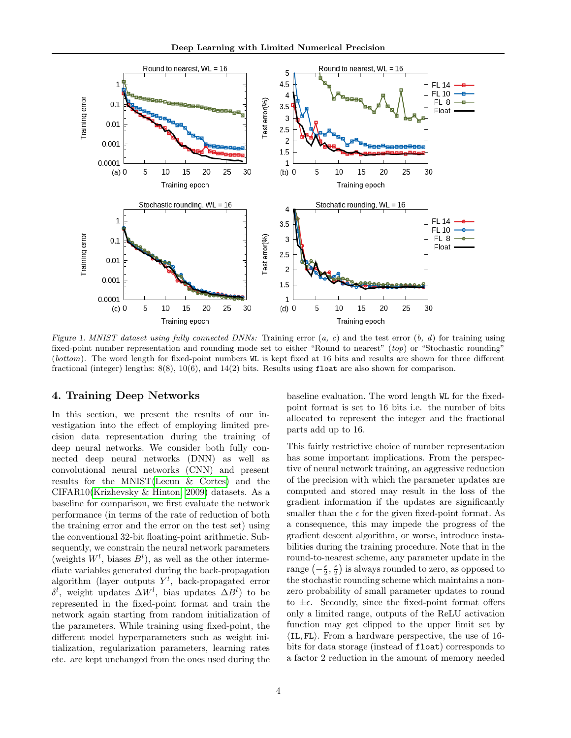*Figure 1. MNIST dataset using fully connected DNNs:* Training error (*a, c*) and the test error (*b, d*) for training using fixed-point number representation and rounding mode set to either "Round to nearest" (*top*) or "Stochastic rounding" (*bottom*). The word length for fixed-point numbers `WL` is kept fixed at 16 bits and results are shown for three different fractional (integer) lengths: 8(8), 10(6), and 14(2) bits. Results using `float` are also shown for comparison.

## 4. Training Deep Networks

In this section, we present the results of our investigation into the effect of employing limited precision data representation during the training of deep neural networks. We consider both fully connected deep neural networks (DNN) as well as convolutional neural networks (CNN) and present results for the MNIST(Lecun & Cortes) and the CIFAR10(Krizhevsky & Hinton, 2009) datasets. As a baseline for comparison, we first evaluate the network performance (in terms of the rate of reduction of both the training error and the error on the test set) using the conventional 32-bit floating-point arithmetic. Subsequently, we constrain the neural network parameters (weights $W^l$, biases $B^l$), as well as the other intermediate variables generated during the back-propagation algorithm (layer outputs $Y^l$, back-propagated error $\delta^l$, weight updates $\Delta W^l$, bias updates $\Delta B^l$) to be represented in the fixed-point format and train the network again starting from random initialization of the parameters. While training using fixed-point, the different model hyperparameters such as weight initialization, regularization parameters, learning rates etc. are kept unchanged from the ones used during the baseline evaluation. The word length `WL` for the fixed-point format is set to 16 bits i.e. the number of bits allocated to represent the integer and the fractional parts add up to 16.

This fairly restrictive choice of number representation has some important implications. From the perspective of neural network training, an aggressive reduction of the precision with which the parameter updates are computed and stored may result in the loss of the gradient information if the updates are significantly smaller than the $\epsilon$ for the given fixed-point format. As a consequence, this may impede the progress of the gradient descent algorithm, or worse, introduce instabilities during the training procedure. Note that in the round-to-nearest scheme, any parameter update in the range $\left(-\frac{\epsilon}{2}, \frac{\epsilon}{2}\right)$ is always rounded to zero, as opposed to the stochastic rounding scheme which maintains a non-zero probability of small parameter updates to round to $\pm\epsilon$. Secondly, since the fixed-point format offers only a limited range, outputs of the ReLU activation function may get clipped to the upper limit set by $\langle \mathtt{IL}, \mathtt{FL} \rangle$. From a hardware perspective, the use of 16-bits for data storage (instead of `float`) corresponds to a factor 2 reduction in the amount of memory needed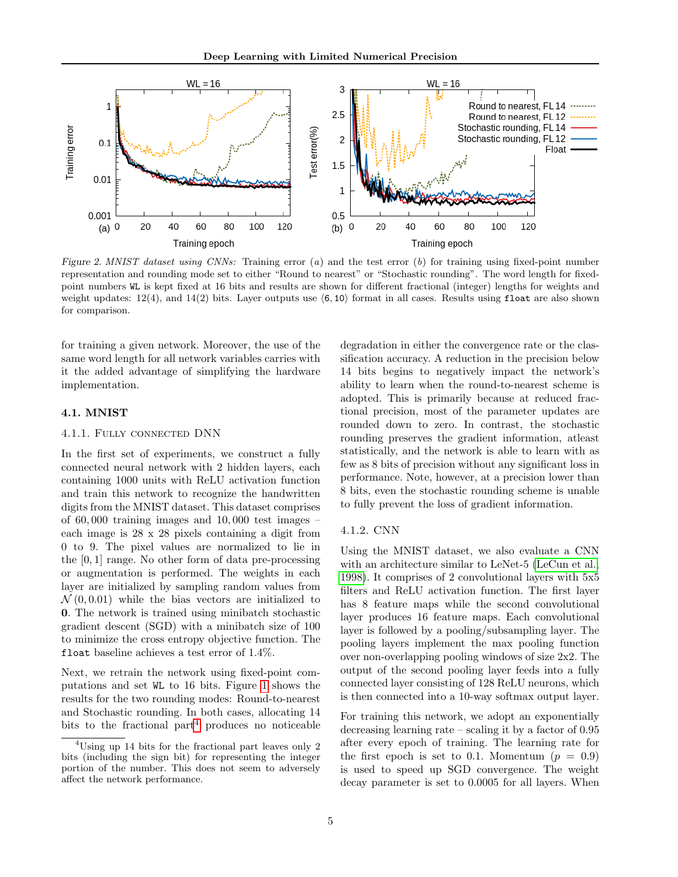*Figure 2. MNIST dataset using CNNs:* Training error (*a*) and the test error (*b*) for training using fixed-point number representation and rounding mode set to either "Round to nearest" or "Stochastic rounding". The word length for fixed-point numbers `WL` is kept fixed at 16 bits and results are shown for different fractional (integer) lengths for weights and weight updates: 12(4), and 14(2) bits. Layer outputs use $\langle 6, 10 \rangle$ format in all cases. Results using `float` are also shown for comparison.

for training a given network. Moreover, the use of the same word length for all network variables carries with it the added advantage of simplifying the hardware implementation.

### 4.1. MNIST

#### 4.1.1. Fully connected DNN

In the first set of experiments, we construct a fully connected neural network with 2 hidden layers, each containing 1000 units with ReLU activation function and train this network to recognize the handwritten digits from the MNIST dataset. This dataset comprises of 60,000 training images and 10,000 test images – each image is 28 x 28 pixels containing a digit from 0 to 9. The pixel values are normalized to lie in the $[0, 1]$ range. No other form of data pre-processing or augmentation is performed. The weights in each layer are initialized by sampling random values from $\mathcal{N}(0, 0.01)$ while the bias vectors are initialized to $\mathbf{0}$. The network is trained using minibatch stochastic gradient descent (SGD) with a minibatch size of 100 to minimize the cross entropy objective function. The `float` baseline achieves a test error of 1.4%.

Next, we retrain the network using fixed-point computations and set `WL` to 16 bits. Figure 1 shows the results for the two rounding modes: Round-to-nearest and Stochastic rounding. In both cases, allocating 14 bits to the fractional part[4] produces no noticeable degradation in either the convergence rate or the classification accuracy. A reduction in the precision below 14 bits begins to negatively impact the network's ability to learn when the round-to-nearest scheme is adopted. This is primarily because at reduced fractional precision, most of the parameter updates are rounded down to zero. In contrast, the stochastic rounding preserves the gradient information, atleast statistically, and the network is able to learn with as few as 8 bits of precision without any significant loss in performance. Note, however, at a precision lower than 8 bits, even the stochastic rounding scheme is unable to fully prevent the loss of gradient information.

[4] Using up 14 bits for the fractional part leaves only 2 bits (including the sign bit) for representing the integer portion of the number. This does not seem to adversely affect the network performance.

#### 4.1.2. CNN

Using the MNIST dataset, we also evaluate a CNN with an architecture similar to LeNet-5 (LeCun et al., 1998). It comprises of 2 convolutional layers with 5x5 filters and ReLU activation function. The first layer has 8 feature maps while the second convolutional layer produces 16 feature maps. Each convolutional layer is followed by a pooling/subsampling layer. The pooling layers implement the max pooling function over non-overlapping pooling windows of size 2x2. The output of the second pooling layer feeds into a fully connected layer consisting of 128 ReLU neurons, which is then connected into a 10-way softmax output layer.

For training this network, we adopt an exponentially decreasing learning rate – scaling it by a factor of 0.95 after every epoch of training. The learning rate for the first epoch is set to 0.1. Momentum ($p = 0.9$) is used to speed up SGD convergence. The weight decay parameter is set to 0.0005 for all layers. When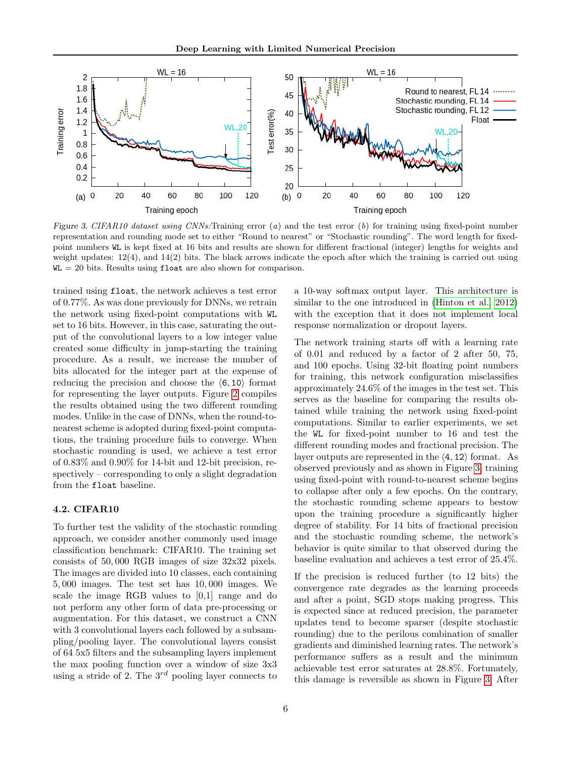*Figure 3. CIFAR10 dataset using CNNs:* Training error (*a*) and the test error (*b*) for training using fixed-point number representation and rounding mode set to either "Round to nearest" or "Stochastic rounding". The word length for fixed-point numbers `WL` is kept fixed at 16 bits and results are shown for different fractional (integer) lengths for weights and weight updates: 12(4), and 14(2) bits. The black arrows indicate the epoch after which the training is carried out using `WL` = 20 bits. Results using `float` are also shown for comparison.

trained using `float`, the network achieves a test error of 0.77%. As was done previously for DNNs, we retrain the network using fixed-point computations with `WL` set to 16 bits. However, in this case, saturating the output of the convolutional layers to a low integer value created some difficulty in jump-starting the training procedure. As a result, we increase the number of bits allocated for the integer part at the expense of reducing the precision and choose the $\langle 6, 10 \rangle$ format for representing the layer outputs. Figure 2 compiles the results obtained using the two different rounding modes. Unlike in the case of DNNs, when the round-to-nearest scheme is adopted during fixed-point computations, the training procedure fails to converge. When stochastic rounding is used, we achieve a test error of 0.83% and 0.90% for 14-bit and 12-bit precision, respectively – corresponding to only a slight degradation from the `float` baseline.

### 4.2. CIFAR10

To further test the validity of the stochastic rounding approach, we consider another commonly used image classification benchmark: CIFAR10. The training set consists of 50,000 RGB images of size 32x32 pixels. The images are divided into 10 classes, each containing 5,000 images. The test set has 10,000 images. We scale the image RGB values to [0,1] range and do not perform any other form of data pre-processing or augmentation. For this dataset, we construct a CNN with 3 convolutional layers each followed by a subsampling/pooling layer. The convolutional layers consist of 64 5x5 filters and the subsampling layers implement the max pooling function over a window of size 3x3 using a stride of 2. The $3^{rd}$ pooling layer connects to a 10-way softmax output layer. This architecture is similar to the one introduced in (Hinton et al., 2012) with the exception that it does not implement local response normalization or dropout layers.

The network training starts off with a learning rate of 0.01 and reduced by a factor of 2 after 50, 75, and 100 epochs. Using 32-bit floating point numbers for training, this network configuration misclassifies approximately 24.6% of the images in the test set. This serves as the baseline for comparing the results obtained while training the network using fixed-point computations. Similar to earlier experiments, we set the `WL` for fixed-point number to 16 and test the different rounding modes and fractional precision. The layer outputs are represented in the $\langle 4, 12 \rangle$ format. As observed previously and as shown in Figure 3, training using fixed-point with round-to-nearest scheme begins to collapse after only a few epochs. On the contrary, the stochastic rounding scheme appears to bestow upon the training procedure a significantly higher degree of stability. For 14 bits of fractional precision and the stochastic rounding scheme, the network's behavior is quite similar to that observed during the baseline evaluation and achieves a test error of 25.4%.

If the precision is reduced further (to 12 bits) the convergence rate degrades as the learning proceeds and after a point, SGD stops making progress. This is expected since at reduced precision, the parameter updates tend to become sparser (despite stochastic rounding) due to the perilous combination of smaller gradients and diminished learning rates. The network's performance suffers as a result and the minimum achievable test error saturates at 28.8%. Fortunately, this damage is reversible as shown in Figure 3. After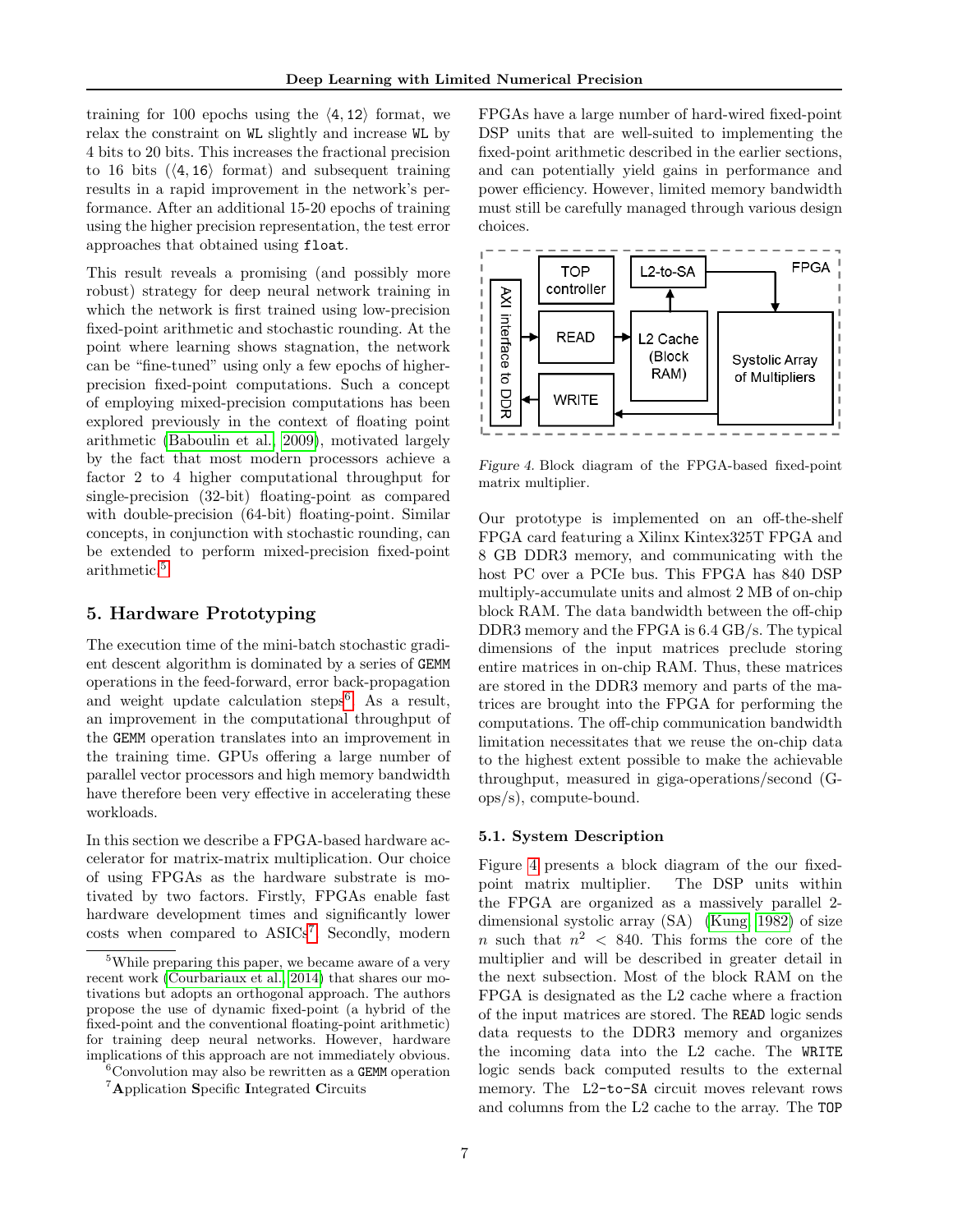training for 100 epochs using the $\langle 4, 12 \rangle$ format, we relax the constraint on `WL` slightly and increase `WL` by 4 bits to 20 bits. This increases the fractional precision to 16 bits ($\langle 4, 16 \rangle$ format) and subsequent training results in a rapid improvement in the network's performance. After an additional 15-20 epochs of training using the higher precision representation, the test error approaches that obtained using `float`.

This result reveals a promising (and possibly more robust) strategy for deep neural network training in which the network is first trained using low-precision fixed-point arithmetic and stochastic rounding. At the point where learning shows stagnation, the network can be "fine-tuned" using only a few epochs of higher-precision fixed-point computations. Such a concept of employing mixed-precision computations has been explored previously in the context of floating point arithmetic (Baboulin et al., 2009), motivated largely by the fact that most modern processors achieve a factor 2 to 4 higher computational throughput for single-precision (32-bit) floating-point as compared with double-precision (64-bit) floating-point. Similar concepts, in conjunction with stochastic rounding, can be extended to perform mixed-precision fixed-point arithmetic.[5]

## 5. Hardware Prototyping

The execution time of the mini-batch stochastic gradient descent algorithm is dominated by a series of `GEMM` operations in the feed-forward, error back-propagation and weight update calculation steps[6]. As a result, an improvement in the computational throughput of the `GEMM` operation translates into an improvement in the training time. GPUs offering a large number of parallel vector processors and high memory bandwidth have therefore been very effective in accelerating these workloads.

In this section we describe a FPGA-based hardware accelerator for matrix-matrix multiplication. Our choice of using FPGAs as the hardware substrate is motivated by two factors. Firstly, FPGAs enable fast hardware development times and significantly lower costs when compared to ASICs[7]. Secondly, modern FPGAs have a large number of hard-wired fixed-point DSP units that are well-suited to implementing the fixed-point arithmetic described in the earlier sections, and can potentially yield gains in performance and power efficiency. However, limited memory bandwidth must still be carefully managed through various design choices.

*Figure 4.* Block diagram of the FPGA-based fixed-point matrix multiplier.

Our prototype is implemented on an off-the-shelf FPGA card featuring a Xilinx Kintex325T FPGA and 8 GB DDR3 memory, and communicating with the host PC over a PCIe bus. This FPGA has 840 DSP multiply-accumulate units and almost 2 MB of on-chip block RAM. The data bandwidth between the off-chip DDR3 memory and the FPGA is 6.4 GB/s. The typical dimensions of the input matrices preclude storing entire matrices in on-chip RAM. Thus, these matrices are stored in the DDR3 memory and parts of the matrices are brought into the FPGA for performing the computations. The off-chip communication bandwidth limitation necessitates that we reuse the on-chip data to the highest extent possible to make the achievable throughput, measured in giga-operations/second (G-ops/s), compute-bound.

### 5.1. System Description

Figure 4 presents a block diagram of the our fixed-point matrix multiplier. The DSP units within the FPGA are organized as a massively parallel 2-dimensional systolic array (SA) (Kung, 1982) of size $n$ such that $n^2 < 840$. This forms the core of the multiplier and will be described in greater detail in the next subsection. Most of the block RAM on the FPGA is designated as the L2 cache where a fraction of the input matrices are stored. The `READ` logic sends data requests to the DDR3 memory and organizes the incoming data into the L2 cache. The `WRITE` logic sends back computed results to the external memory. The `L2-to-SA` circuit moves relevant rows and columns from the L2 cache to the array. The `TOP`

---

[5] While preparing this paper, we became aware of a very recent work (Courbariaux et al., 2014) that shares our motivations but adopts an orthogonal approach. The authors propose the use of dynamic fixed-point (a hybrid of the fixed-point and the conventional floating-point arithmetic) for training deep neural networks. However, hardware implications of this approach are not immediately obvious.

[6] Convolution may also be rewritten as a `GEMM` operation

[7] **A**pplication **S**pecific **I**ntegrated **C**ircuits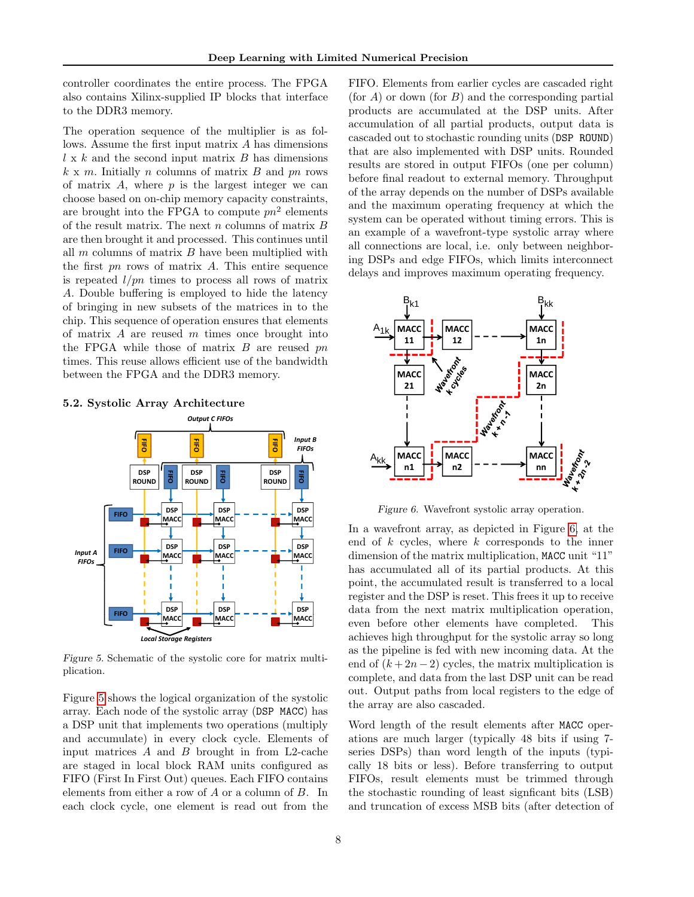controller coordinates the entire process. The FPGA also contains Xilinx-supplied IP blocks that interface to the DDR3 memory.

The operation sequence of the multiplier is as follows. Assume the first input matrix $A$ has dimensions $l$ x $k$ and the second input matrix $B$ has dimensions $k$ x $m$. Initially $n$ columns of matrix $B$ and $pn$ rows of matrix $A$, where $p$ is the largest integer we can choose based on on-chip memory capacity constraints, are brought into the FPGA to compute $pn^2$ elements of the result matrix. The next $n$ columns of matrix $B$ are then brought it and processed. This continues until all $m$ columns of matrix $B$ have been multiplied with the first $pn$ rows of matrix $A$. This entire sequence is repeated $l/pn$ times to process all rows of matrix $A$. Double buffering is employed to hide the latency of bringing in new subsets of the matrices in to the chip. This sequence of operation ensures that elements of matrix $A$ are reused $m$ times once brought into the FPGA while those of matrix $B$ are reused $pn$ times. This reuse allows efficient use of the bandwidth between the FPGA and the DDR3 memory.

### 5.2. Systolic Array Architecture

*Figure 5.* Schematic of the systolic core for matrix multiplication.

Figure 5 shows the logical organization of the systolic array. Each node of the systolic array (`DSP MACC`) has a DSP unit that implements two operations (multiply and accumulate) in every clock cycle. Elements of input matrices $A$ and $B$ brought in from L2-cache are staged in local block RAM units configured as FIFO (First In First Out) queues. Each FIFO contains elements from either a row of $A$ or a column of $B$. In each clock cycle, one element is read out from the FIFO. Elements from earlier cycles are cascaded right (for $A$) or down (for $B$) and the corresponding partial products are accumulated at the DSP units. After accumulation of all partial products, output data is cascaded out to stochastic rounding units (`DSP ROUND`) that are also implemented with DSP units. Rounded results are stored in output FIFOs (one per column) before final readout to external memory. Throughput of the array depends on the number of DSPs available and the maximum operating frequency at which the system can be operated without timing errors. This is an example of a wavefront-type systolic array where all connections are local, i.e. only between neighboring DSPs and edge FIFOs, which limits interconnect delays and improves maximum operating frequency.

*Figure 6.* Wavefront systolic array operation.

In a wavefront array, as depicted in Figure 6, at the end of $k$ cycles, where $k$ corresponds to the inner dimension of the matrix multiplication, `MACC` unit "11" has accumulated all of its partial products. At this point, the accumulated result is transferred to a local register and the DSP is reset. This frees it up to receive data from the next matrix multiplication operation, even before other elements have completed. This achieves high throughput for the systolic array so long as the pipeline is fed with new incoming data. At the end of $(k + 2n - 2)$ cycles, the matrix multiplication is complete, and data from the last DSP unit can be read out. Output paths from local registers to the edge of the array are also cascaded.

Word length of the result elements after `MACC` operations are much larger (typically 48 bits if using 7-series DSPs) than word length of the inputs (typically 18 bits or less). Before transferring to output FIFOs, result elements must be trimmed through the stochastic rounding of least signficant bits (LSB) and truncation of excess MSB bits (after detection of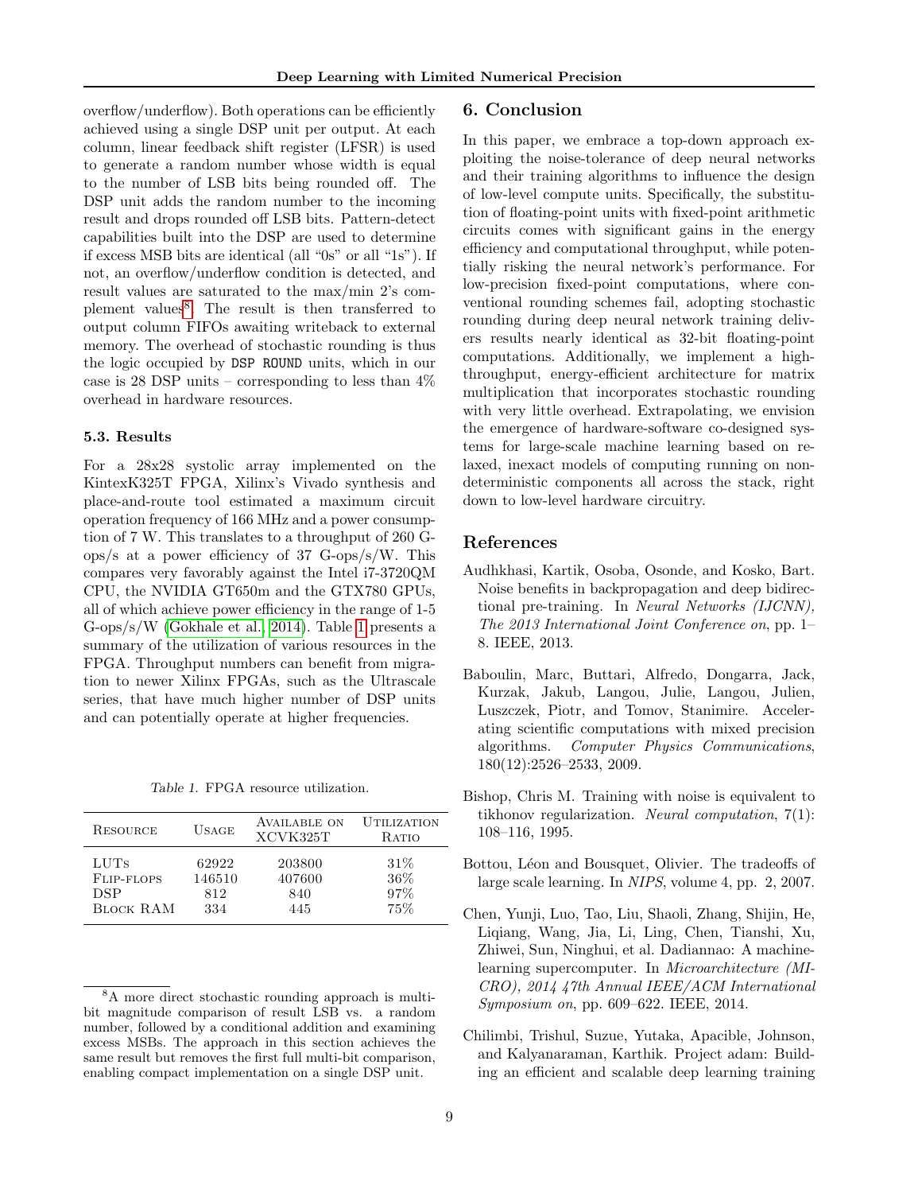overflow/underflow). Both operations can be efficiently achieved using a single DSP unit per output. At each column, linear feedback shift register (LFSR) is used to generate a random number whose width is equal to the number of LSB bits being rounded off. The DSP unit adds the random number to the incoming result and drops rounded off LSB bits. Pattern-detect capabilities built into the DSP are used to determine if excess MSB bits are identical (all "0s" or all "1s"). If not, an overflow/underflow condition is detected, and result values are saturated to the max/min 2's complement values[8]. The result is then transferred to output column FIFOs awaiting writeback to external memory. The overhead of stochastic rounding is thus the logic occupied by `DSP ROUND` units, which in our case is 28 DSP units – corresponding to less than 4% overhead in hardware resources.

### 5.3. Results

For a 28x28 systolic array implemented on the KintexK325T FPGA, Xilinx's Vivado synthesis and place-and-route tool estimated a maximum circuit operation frequency of 166 MHz and a power consumption of 7 W. This translates to a throughput of 260 G-ops/s at a power efficiency of 37 G-ops/s/W. This compares very favorably against the Intel i7-3720QM CPU, the NVIDIA GT650m and the GTX780 GPUs, all of which achieve power efficiency in the range of 1-5 G-ops/s/W (Gokhale et al., 2014). Table 1 presents a summary of the utilization of various resources in the FPGA. Throughput numbers can benefit from migration to newer Xilinx FPGAs, such as the Ultrascale series, that have much higher number of DSP units and can potentially operate at higher frequencies.

*Table 1.* FPGA resource utilization.

| Resource | Usage | Available on XCVK325T | Utilization Ratio |
|---|---|---|---|
| LUTs | 62922 | 203800 | 31% |
| Flip-flops | 146510 | 407600 | 36% |
| DSP | 812 | 840 | 97% |
| Block RAM | 334 | 445 | 75% |

[8] A more direct stochastic rounding approach is multi-bit magnitude comparison of result LSB vs. a random number, followed by a conditional addition and examining excess MSBs. The approach in this section achieves the same result but removes the first full multi-bit comparison, enabling compact implementation on a single DSP unit.

## 6. Conclusion

In this paper, we embrace a top-down approach exploiting the noise-tolerance of deep neural networks and their training algorithms to influence the design of low-level compute units. Specifically, the substitution of floating-point units with fixed-point arithmetic circuits comes with significant gains in the energy efficiency and computational throughput, while potentially risking the neural network's performance. For low-precision fixed-point computations, where conventional rounding schemes fail, adopting stochastic rounding during deep neural network training delivers results nearly identical as 32-bit floating-point computations. Additionally, we implement a high-throughput, energy-efficient architecture for matrix multiplication that incorporates stochastic rounding with very little overhead. Extrapolating, we envision the emergence of hardware-software co-designed systems for large-scale machine learning based on relaxed, inexact models of computing running on non-deterministic components all across the stack, right down to low-level hardware circuitry.

## References

Audhkhasi, Kartik, Osoba, Osonde, and Kosko, Bart. Noise benefits in backpropagation and deep bidirectional pre-training. In *Neural Networks (IJCNN), The 2013 International Joint Conference on*, pp. 1–8. IEEE, 2013.

Baboulin, Marc, Buttari, Alfredo, Dongarra, Jack, Kurzak, Jakub, Langou, Julie, Langou, Julien, Luszczek, Piotr, and Tomov, Stanimire. Accelerating scientific computations with mixed precision algorithms. *Computer Physics Communications*, 180(12):2526–2533, 2009.

Bishop, Chris M. Training with noise is equivalent to tikhonov regularization. *Neural computation*, 7(1): 108–116, 1995.

Bottou, Léon and Bousquet, Olivier. The tradeoffs of large scale learning. In *NIPS*, volume 4, pp. 2, 2007.

Chen, Yunji, Luo, Tao, Liu, Shaoli, Zhang, Shijin, He, Liqiang, Wang, Jia, Li, Ling, Chen, Tianshi, Xu, Zhiwei, Sun, Ninghui, et al. Dadiannao: A machine-learning supercomputer. In *Microarchitecture (MICRO), 2014 47th Annual IEEE/ACM International Symposium on*, pp. 609–622. IEEE, 2014.

Chilimbi, Trishul, Suzue, Yutaka, Apacible, Johnson, and Kalyanaraman, Karthik. Project adam: Building an efficient and scalable deep learning training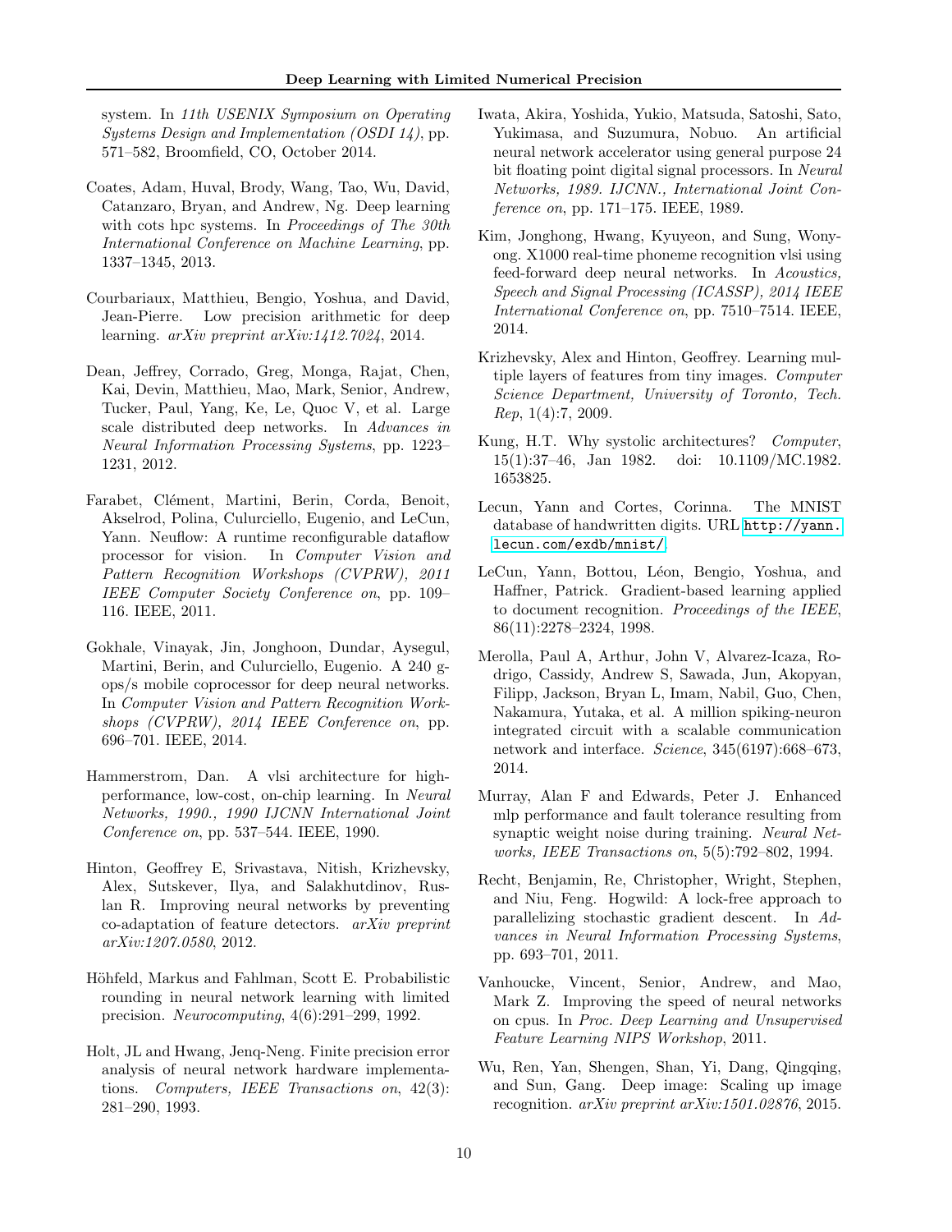system. In *11th USENIX Symposium on Operating Systems Design and Implementation (OSDI 14)*, pp. 571–582, Broomfield, CO, October 2014.

Coates, Adam, Huval, Brody, Wang, Tao, Wu, David, Catanzaro, Bryan, and Andrew, Ng. Deep learning with cots hpc systems. In *Proceedings of The 30th International Conference on Machine Learning*, pp. 1337–1345, 2013.

Courbariaux, Matthieu, Bengio, Yoshua, and David, Jean-Pierre. Low precision arithmetic for deep learning. *arXiv preprint arXiv:1412.7024*, 2014.

Dean, Jeffrey, Corrado, Greg, Monga, Rajat, Chen, Kai, Devin, Matthieu, Mao, Mark, Senior, Andrew, Tucker, Paul, Yang, Ke, Le, Quoc V, et al. Large scale distributed deep networks. In *Advances in Neural Information Processing Systems*, pp. 1223–1231, 2012.

Farabet, Clément, Martini, Berin, Corda, Benoit, Akselrod, Polina, Culurciello, Eugenio, and LeCun, Yann. Neuflow: A runtime reconfigurable dataflow processor for vision. In *Computer Vision and Pattern Recognition Workshops (CVPRW), 2011 IEEE Computer Society Conference on*, pp. 109–116. IEEE, 2011.

Gokhale, Vinayak, Jin, Jonghoon, Dundar, Aysegul, Martini, Berin, and Culurciello, Eugenio. A 240 g-ops/s mobile coprocessor for deep neural networks. In *Computer Vision and Pattern Recognition Workshops (CVPRW), 2014 IEEE Conference on*, pp. 696–701. IEEE, 2014.

Hammerstrom, Dan. A vlsi architecture for high-performance, low-cost, on-chip learning. In *Neural Networks, 1990., 1990 IJCNN International Joint Conference on*, pp. 537–544. IEEE, 1990.

Hinton, Geoffrey E, Srivastava, Nitish, Krizhevsky, Alex, Sutskever, Ilya, and Salakhutdinov, Ruslan R. Improving neural networks by preventing co-adaptation of feature detectors. *arXiv preprint arXiv:1207.0580*, 2012.

Höhfeld, Markus and Fahlman, Scott E. Probabilistic rounding in neural network learning with limited precision. *Neurocomputing*, 4(6):291–299, 1992.

Holt, JL and Hwang, Jenq-Neng. Finite precision error analysis of neural network hardware implementations. *Computers, IEEE Transactions on*, 42(3): 281–290, 1993.

Iwata, Akira, Yoshida, Yukio, Matsuda, Satoshi, Sato, Yukimasa, and Suzumura, Nobuo. An artificial neural network accelerator using general purpose 24 bit floating point digital signal processors. In *Neural Networks, 1989. IJCNN., International Joint Conference on*, pp. 171–175. IEEE, 1989.

Kim, Jonghong, Hwang, Kyuyeon, and Sung, Wonyong. X1000 real-time phoneme recognition vlsi using feed-forward deep neural networks. In *Acoustics, Speech and Signal Processing (ICASSP), 2014 IEEE International Conference on*, pp. 7510–7514. IEEE, 2014.

Krizhevsky, Alex and Hinton, Geoffrey. Learning multiple layers of features from tiny images. *Computer Science Department, University of Toronto, Tech. Rep*, 1(4):7, 2009.

Kung, H.T. Why systolic architectures? *Computer*, 15(1):37–46, Jan 1982. doi: 10.1109/MC.1982.1653825.

Lecun, Yann and Cortes, Corinna. The MNIST database of handwritten digits. URL http://yann.lecun.com/exdb/mnist/.

LeCun, Yann, Bottou, Léon, Bengio, Yoshua, and Haffner, Patrick. Gradient-based learning applied to document recognition. *Proceedings of the IEEE*, 86(11):2278–2324, 1998.

Merolla, Paul A, Arthur, John V, Alvarez-Icaza, Rodrigo, Cassidy, Andrew S, Sawada, Jun, Akopyan, Filipp, Jackson, Bryan L, Imam, Nabil, Guo, Chen, Nakamura, Yutaka, et al. A million spiking-neuron integrated circuit with a scalable communication network and interface. *Science*, 345(6197):668–673, 2014.

Murray, Alan F and Edwards, Peter J. Enhanced mlp performance and fault tolerance resulting from synaptic weight noise during training. *Neural Networks, IEEE Transactions on*, 5(5):792–802, 1994.

Recht, Benjamin, Re, Christopher, Wright, Stephen, and Niu, Feng. Hogwild: A lock-free approach to parallelizing stochastic gradient descent. In *Advances in Neural Information Processing Systems*, pp. 693–701, 2011.

Vanhoucke, Vincent, Senior, Andrew, and Mao, Mark Z. Improving the speed of neural networks on cpus. In *Proc. Deep Learning and Unsupervised Feature Learning NIPS Workshop*, 2011.

Wu, Ren, Yan, Shengen, Shan, Yi, Dang, Qingqing, and Sun, Gang. Deep image: Scaling up image recognition. *arXiv preprint arXiv:1501.02876*, 2015.